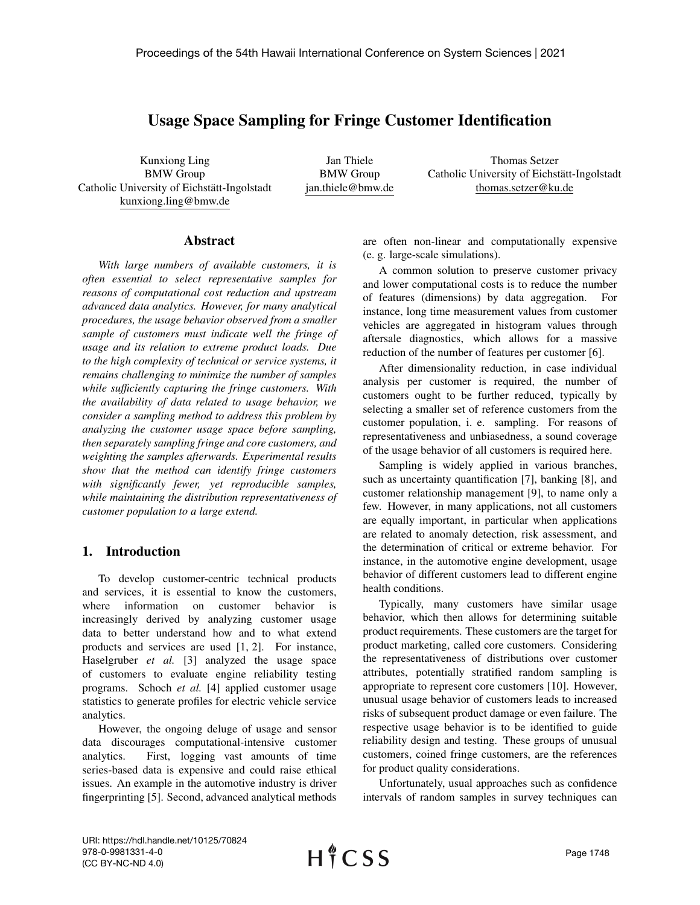# Usage Space Sampling for Fringe Customer Identification

Kunxiong Ling
BMW Group
Catholic University of Eichstätt-Ingolstadt
kunxiong.ling@bmw.de

Jan Thiele
BMW Group
jan.thiele@bmw.de

Thomas Setzer
Catholic University of Eichstätt-Ingolstadt
thomas.setzer@ku.de

## Abstract

*With large numbers of available customers, it is often essential to select representative samples for reasons of computational cost reduction and upstream advanced data analytics. However, for many analytical procedures, the usage behavior observed from a smaller sample of customers must indicate well the fringe of usage and its relation to extreme product loads. Due to the high complexity of technical or service systems, it remains challenging to minimize the number of samples while sufficiently capturing the fringe customers. With the availability of data related to usage behavior, we consider a sampling method to address this problem by analyzing the customer usage space before sampling, then separately sampling fringe and core customers, and weighting the samples afterwards. Experimental results show that the method can identify fringe customers with significantly fewer, yet reproducible samples, while maintaining the distribution representativeness of customer population to a large extend.*

## 1. Introduction

To develop customer-centric technical products and services, it is essential to know the customers, where information on customer behavior is increasingly derived by analyzing customer usage data to better understand how and to what extend products and services are used [1, 2]. For instance, Haselgruber *et al.* [3] analyzed the usage space of customers to evaluate engine reliability testing programs. Schoch *et al.* [4] applied customer usage statistics to generate profiles for electric vehicle service analytics.

However, the ongoing deluge of usage and sensor data discourages computational-intensive customer analytics. First, logging vast amounts of time series-based data is expensive and could raise ethical issues. An example in the automotive industry is driver fingerprinting [5]. Second, advanced analytical methods are often non-linear and computationally expensive (e. g. large-scale simulations).

A common solution to preserve customer privacy and lower computational costs is to reduce the number of features (dimensions) by data aggregation. For instance, long time measurement values from customer vehicles are aggregated in histogram values through aftersale diagnostics, which allows for a massive reduction of the number of features per customer [6].

After dimensionality reduction, in case individual analysis per customer is required, the number of customers ought to be further reduced, typically by selecting a smaller set of reference customers from the customer population, i. e. sampling. For reasons of representativeness and unbiasedness, a sound coverage of the usage behavior of all customers is required here.

Sampling is widely applied in various branches, such as uncertainty quantification [7], banking [8], and customer relationship management [9], to name only a few. However, in many applications, not all customers are equally important, in particular when applications are related to anomaly detection, risk assessment, and the determination of critical or extreme behavior. For instance, in the automotive engine development, usage behavior of different customers lead to different engine health conditions.

Typically, many customers have similar usage behavior, which then allows for determining suitable product requirements. These customers are the target for product marketing, called core customers. Considering the representativeness of distributions over customer attributes, potentially stratified random sampling is appropriate to represent core customers [10]. However, unusual usage behavior of customers leads to increased risks of subsequent product damage or even failure. The respective usage behavior is to be identified to guide reliability design and testing. These groups of unusual customers, coined fringe customers, are the references for product quality considerations.

Unfortunately, usual approaches such as confidence intervals of random samples in survey techniques can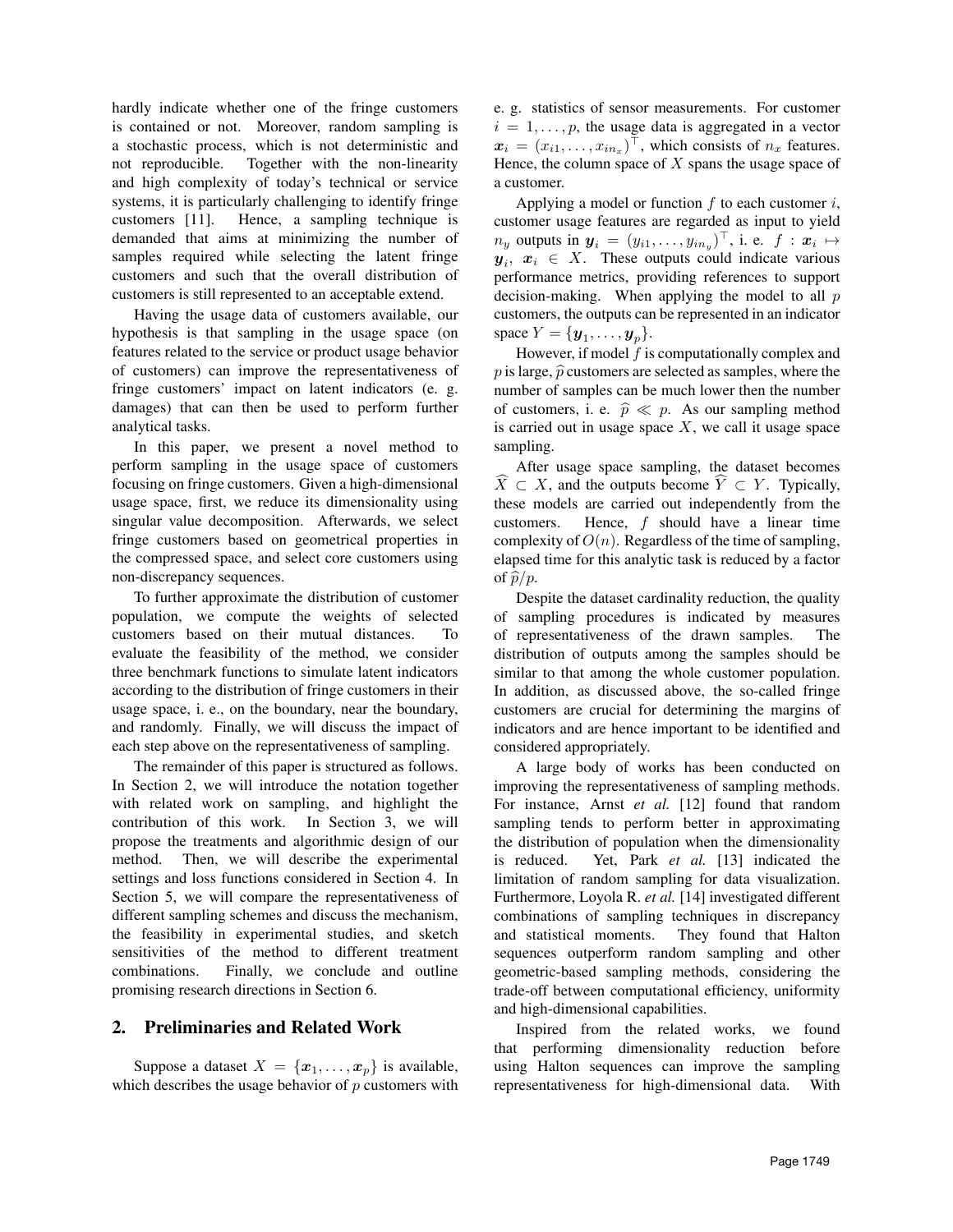hardly indicate whether one of the fringe customers is contained or not. Moreover, random sampling is a stochastic process, which is not deterministic and not reproducible. Together with the non-linearity and high complexity of today's technical or service systems, it is particularly challenging to identify fringe customers [11]. Hence, a sampling technique is demanded that aims at minimizing the number of samples required while selecting the latent fringe customers and such that the overall distribution of customers is still represented to an acceptable extend.

Having the usage data of customers available, our hypothesis is that sampling in the usage space (on features related to the service or product usage behavior of customers) can improve the representativeness of fringe customers' impact on latent indicators (e. g. damages) that can then be used to perform further analytical tasks.

In this paper, we present a novel method to perform sampling in the usage space of customers focusing on fringe customers. Given a high-dimensional usage space, first, we reduce its dimensionality using singular value decomposition. Afterwards, we select fringe customers based on geometrical properties in the compressed space, and select core customers using non-discrepancy sequences.

To further approximate the distribution of customer population, we compute the weights of selected customers based on their mutual distances. To evaluate the feasibility of the method, we consider three benchmark functions to simulate latent indicators according to the distribution of fringe customers in their usage space, i. e., on the boundary, near the boundary, and randomly. Finally, we will discuss the impact of each step above on the representativeness of sampling.

The remainder of this paper is structured as follows. In Section 2, we will introduce the notation together with related work on sampling, and highlight the contribution of this work. In Section 3, we will propose the treatments and algorithmic design of our method. Then, we will describe the experimental settings and loss functions considered in Section 4. In Section 5, we will compare the representativeness of different sampling schemes and discuss the mechanism, the feasibility in experimental studies, and sketch sensitivities of the method to different treatment combinations. Finally, we conclude and outline promising research directions in Section 6.

## 2. Preliminaries and Related Work

Suppose a dataset $X = \{\boldsymbol{x}_1, \ldots, \boldsymbol{x}_p\}$ is available, which describes the usage behavior of $p$ customers with e. g. statistics of sensor measurements. For customer $i = 1, \ldots, p$, the usage data is aggregated in a vector $\boldsymbol{x}_i = (x_{i1}, \ldots, x_{in_x})^\top$, which consists of $n_x$ features. Hence, the column space of $X$ spans the usage space of a customer.

Applying a model or function $f$ to each customer $i$, customer usage features are regarded as input to yield $n_y$ outputs in $\boldsymbol{y}_i = (y_{i1}, \ldots, y_{in_y})^\top$, i. e. $f : \boldsymbol{x}_i \mapsto \boldsymbol{y}_i,\ \boldsymbol{x}_i \in X$. These outputs could indicate various performance metrics, providing references to support decision-making. When applying the model to all $p$ customers, the outputs can be represented in an indicator space $Y = \{\boldsymbol{y}_1, \ldots, \boldsymbol{y}_p\}$.

However, if model $f$ is computationally complex and $p$ is large, $\widehat{p}$ customers are selected as samples, where the number of samples can be much lower then the number of customers, i. e. $\widehat{p} \ll p$. As our sampling method is carried out in usage space $X$, we call it usage space sampling.

After usage space sampling, the dataset becomes $\widehat{X} \subset X$, and the outputs become $\widehat{Y} \subset Y$. Typically, these models are carried out independently from the customers. Hence, $f$ should have a linear time complexity of $O(n)$. Regardless of the time of sampling, elapsed time for this analytic task is reduced by a factor of $\widehat{p}/p$.

Despite the dataset cardinality reduction, the quality of sampling procedures is indicated by measures of representativeness of the drawn samples. The distribution of outputs among the samples should be similar to that among the whole customer population. In addition, as discussed above, the so-called fringe customers are crucial for determining the margins of indicators and are hence important to be identified and considered appropriately.

A large body of works has been conducted on improving the representativeness of sampling methods. For instance, Arnst *et al.* [12] found that random sampling tends to perform better in approximating the distribution of population when the dimensionality is reduced. Yet, Park *et al.* [13] indicated the limitation of random sampling for data visualization. Furthermore, Loyola R. *et al.* [14] investigated different combinations of sampling techniques in discrepancy and statistical moments. They found that Halton sequences outperform random sampling and other geometric-based sampling methods, considering the trade-off between computational efficiency, uniformity and high-dimensional capabilities.

Inspired from the related works, we found that performing dimensionality reduction before using Halton sequences can improve the sampling representativeness for high-dimensional data. With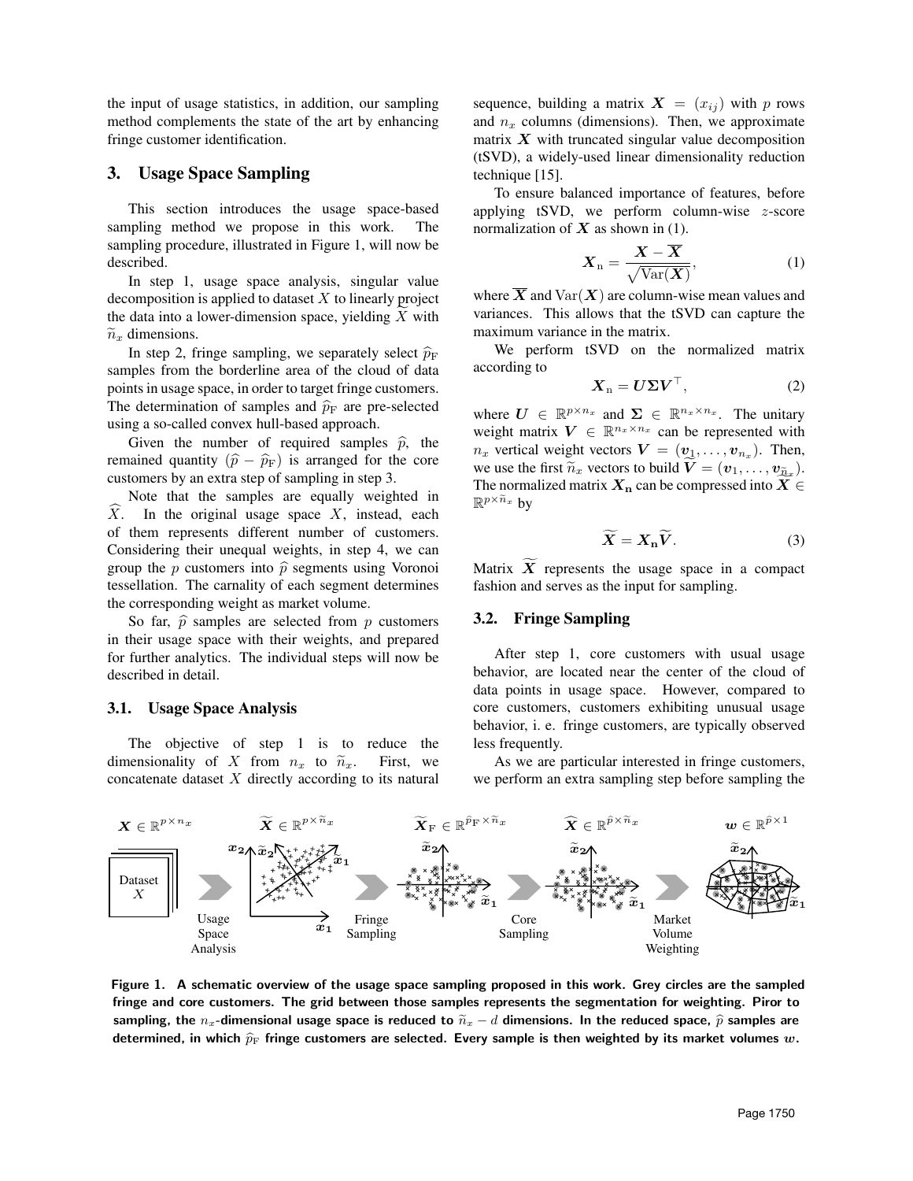the input of usage statistics, in addition, our sampling method complements the state of the art by enhancing fringe customer identification.

## 3. Usage Space Sampling

This section introduces the usage space-based sampling method we propose in this work. The sampling procedure, illustrated in Figure 1, will now be described.

In step 1, usage space analysis, singular value decomposition is applied to dataset $X$ to linearly project the data into a lower-dimension space, yielding $\widetilde{X}$ with $\widetilde{n}_x$ dimensions.

In step 2, fringe sampling, we separately select $\widehat{p}_{\mathrm{F}}$ samples from the borderline area of the cloud of data points in usage space, in order to target fringe customers. The determination of samples and $\widehat{p}_{\mathrm{F}}$ are pre-selected using a so-called convex hull-based approach.

Given the number of required samples $\widehat{p}$, the remained quantity $(\widehat{p} - \widehat{p}_{\mathrm{F}})$ is arranged for the core customers by an extra step of sampling in step 3.

Note that the samples are equally weighted in $\widehat{X}$. In the original usage space $X$, instead, each of them represents different number of customers. Considering their unequal weights, in step 4, we can group the $p$ customers into $\widehat{p}$ segments using Voronoi tessellation. The carnality of each segment determines the corresponding weight as market volume.

So far, $\widehat{p}$ samples are selected from $p$ customers in their usage space with their weights, and prepared for further analytics. The individual steps will now be described in detail.

### 3.1. Usage Space Analysis

The objective of step 1 is to reduce the dimensionality of $X$ from $n_x$ to $\widetilde{n}_x$. First, we concatenate dataset $X$ directly according to its natural sequence, building a matrix $\boldsymbol{X} = (x_{ij})$ with $p$ rows and $n_x$ columns (dimensions). Then, we approximate matrix $\boldsymbol{X}$ with truncated singular value decomposition (tSVD), a widely-used linear dimensionality reduction technique [15].

To ensure balanced importance of features, before applying tSVD, we perform column-wise $z$-score normalization of $\boldsymbol{X}$ as shown in (1).

$$\boldsymbol{X}_{\mathrm{n}} = \frac{\boldsymbol{X} - \overline{\boldsymbol{X}}}{\sqrt{\mathrm{Var}(\boldsymbol{X})}}, \tag{1}$$

where $\overline{\boldsymbol{X}}$ and $\mathrm{Var}(\boldsymbol{X})$ are column-wise mean values and variances. This allows that the tSVD can capture the maximum variance in the matrix.

We perform tSVD on the normalized matrix according to

$$\boldsymbol{X}_{\mathrm{n}} = \boldsymbol{U}\boldsymbol{\Sigma}\boldsymbol{V}^{\top}, \tag{2}$$

where $\boldsymbol{U} \in \mathbb{R}^{p \times n_x}$ and $\boldsymbol{\Sigma} \in \mathbb{R}^{n_x \times n_x}$. The unitary weight matrix $\boldsymbol{V} \in \mathbb{R}^{n_x \times n_x}$ can be represented with $n_x$ vertical weight vectors $\boldsymbol{V} = (\boldsymbol{v}_1, \ldots, \boldsymbol{v}_{n_x})$. Then, we use the first $\widetilde{n}_x$ vectors to build $\widetilde{\boldsymbol{V}} = (\boldsymbol{v}_1, \ldots, \boldsymbol{v}_{\widetilde{n}_x})$. The normalized matrix $\boldsymbol{X}_{\mathbf{n}}$ can be compressed into $\widetilde{\boldsymbol{X}} \in \mathbb{R}^{p \times \widetilde{n}_x}$ by

$$\widetilde{\boldsymbol{X}} = \boldsymbol{X}_{\mathbf{n}}\widetilde{\boldsymbol{V}}. \tag{3}$$

Matrix $\widetilde{\boldsymbol{X}}$ represents the usage space in a compact fashion and serves as the input for sampling.

### 3.2. Fringe Sampling

After step 1, core customers with usual usage behavior, are located near the center of the cloud of data points in usage space. However, compared to core customers, customers exhibiting unusual usage behavior, i. e. fringe customers, are typically observed less frequently.

As we are particular interested in fringe customers, we perform an extra sampling step before sampling the

**Figure 1. A schematic overview of the usage space sampling proposed in this work. Grey circles are the sampled fringe and core customers. The grid between those samples represents the segmentation for weighting. Piror to sampling, the $n_x$-dimensional usage space is reduced to $\widetilde{n}_x - d$ dimensions. In the reduced space, $\widehat{p}$ samples are determined, in which $\widehat{p}_{\mathrm{F}}$ fringe customers are selected. Every sample is then weighted by its market volumes $w$.**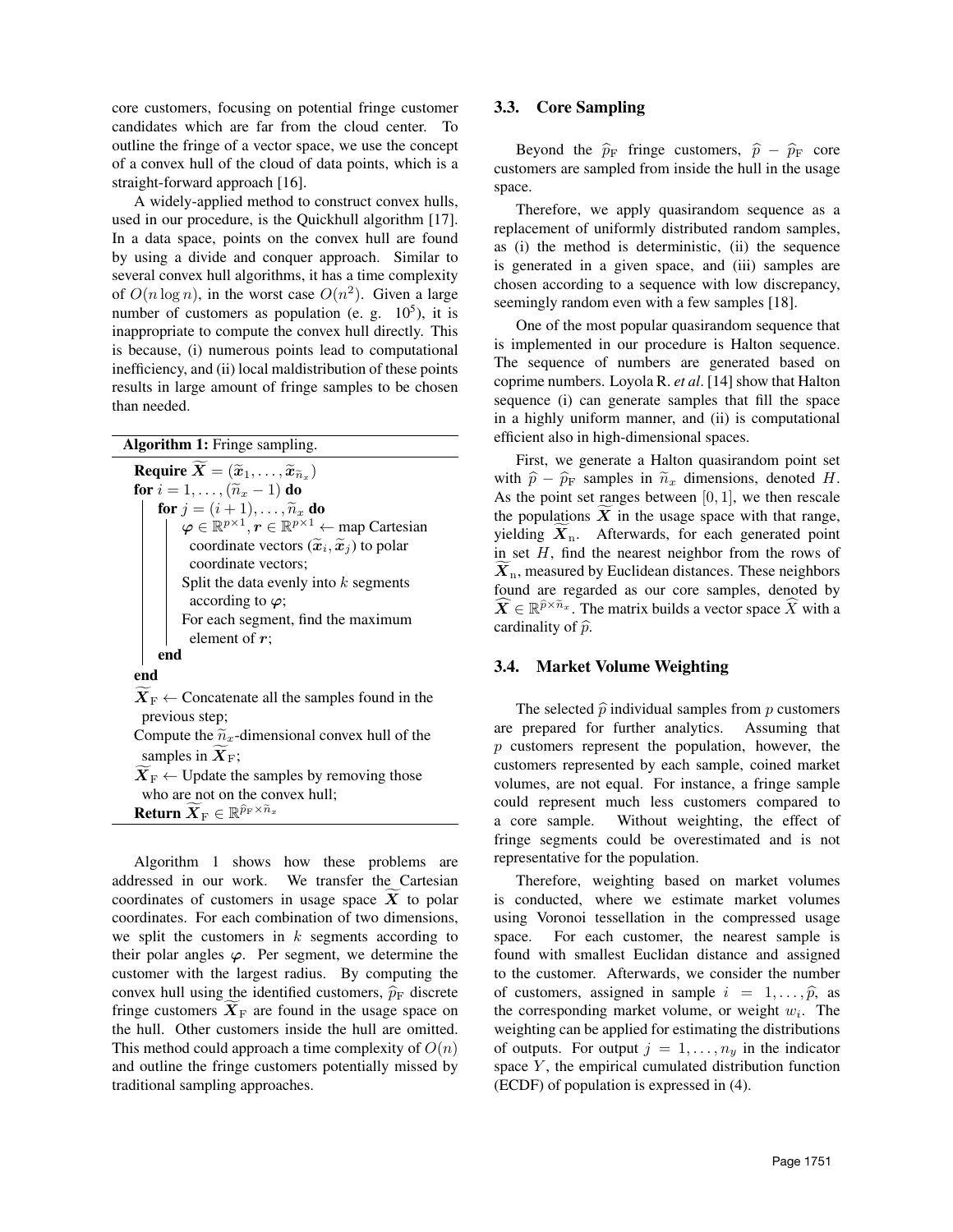core customers, focusing on potential fringe customer candidates which are far from the cloud center. To outline the fringe of a vector space, we use the concept of a convex hull of the cloud of data points, which is a straight-forward approach [16].

A widely-applied method to construct convex hulls, used in our procedure, is the Quickhull algorithm [17]. In a data space, points on the convex hull are found by using a divide and conquer approach. Similar to several convex hull algorithms, it has a time complexity of $O(n \log n)$, in the worst case $O(n^2)$. Given a large number of customers as population (e. g. $10^5$), it is inappropriate to compute the convex hull directly. This is because, (i) numerous points lead to computational inefficiency, and (ii) local maldistribution of these points results in large amount of fringe samples to be chosen than needed.

**Algorithm 1:** Fringe sampling.

```
Require X̃ = (x̃_1, ..., x̃_{ñ_x})
for i = 1, ..., (ñ_x − 1) do
    for j = (i + 1), ..., ñ_x do
        φ ∈ R^{p×1}, r ∈ R^{p×1} ← map Cartesian
          coordinate vectors (x̃_i, x̃_j) to polar
          coordinate vectors;
        Split the data evenly into k segments
          according to φ;
        For each segment, find the maximum
          element of r;
    end
end
X̃_F ← Concatenate all the samples found in the
  previous step;
Compute the ñ_x-dimensional convex hull of the
  samples in X̃_F;
X̃_F ← Update the samples by removing those
  who are not on the convex hull;
Return X̃_F ∈ R^{p̂_F×ñ_x}
```

Algorithm 1 shows how these problems are addressed in our work. We transfer the Cartesian coordinates of customers in usage space $\widetilde{\boldsymbol{X}}$ to polar coordinates. For each combination of two dimensions, we split the customers in $k$ segments according to their polar angles $\boldsymbol{\varphi}$. Per segment, we determine the customer with the largest radius. By computing the convex hull using the identified customers, $\widehat{p}_{\mathrm{F}}$ discrete fringe customers $\widetilde{\boldsymbol{X}}_{\mathrm{F}}$ are found in the usage space on the hull. Other customers inside the hull are omitted. This method could approach a time complexity of $O(n)$ and outline the fringe customers potentially missed by traditional sampling approaches.

### 3.3. Core Sampling

Beyond the $\widehat{p}_{\mathrm{F}}$ fringe customers, $\widehat{p} - \widehat{p}_{\mathrm{F}}$ core customers are sampled from inside the hull in the usage space.

Therefore, we apply quasirandom sequence as a replacement of uniformly distributed random samples, as (i) the method is deterministic, (ii) the sequence is generated in a given space, and (iii) samples are chosen according to a sequence with low discrepancy, seemingly random even with a few samples [18].

One of the most popular quasirandom sequence that is implemented in our procedure is Halton sequence. The sequence of numbers are generated based on coprime numbers. Loyola R. *et al*. [14] show that Halton sequence (i) can generate samples that fill the space in a highly uniform manner, and (ii) is computational efficient also in high-dimensional spaces.

First, we generate a Halton quasirandom point set with $\widehat{p} - \widehat{p}_{\mathrm{F}}$ samples in $\widetilde{n}_x$ dimensions, denoted $H$. As the point set ranges between $[0, 1]$, we then rescale the populations $\widetilde{\boldsymbol{X}}$ in the usage space with that range, yielding $\widetilde{\boldsymbol{X}}_{\mathrm{n}}$. Afterwards, for each generated point in set $H$, find the nearest neighbor from the rows of $\widetilde{\boldsymbol{X}}_{\mathrm{n}}$, measured by Euclidean distances. These neighbors found are regarded as our core samples, denoted by $\widehat{\boldsymbol{X}} \in \mathbb{R}^{\widehat{p} \times \widetilde{n}_x}$. The matrix builds a vector space $\widehat{X}$ with a cardinality of $\widehat{p}$.

### 3.4. Market Volume Weighting

The selected $\widehat{p}$ individual samples from $p$ customers are prepared for further analytics. Assuming that $p$ customers represent the population, however, the customers represented by each sample, coined market volumes, are not equal. For instance, a fringe sample could represent much less customers compared to a core sample. Without weighting, the effect of fringe segments could be overestimated and is not representative for the population.

Therefore, weighting based on market volumes is conducted, where we estimate market volumes using Voronoi tessellation in the compressed usage space. For each customer, the nearest sample is found with smallest Euclidan distance and assigned to the customer. Afterwards, we consider the number of customers, assigned in sample $i = 1, \ldots, \widehat{p}$, as the corresponding market volume, or weight $w_i$. The weighting can be applied for estimating the distributions of outputs. For output $j = 1, \ldots, n_y$ in the indicator space $Y$, the empirical cumulated distribution function (ECDF) of population is expressed in (4).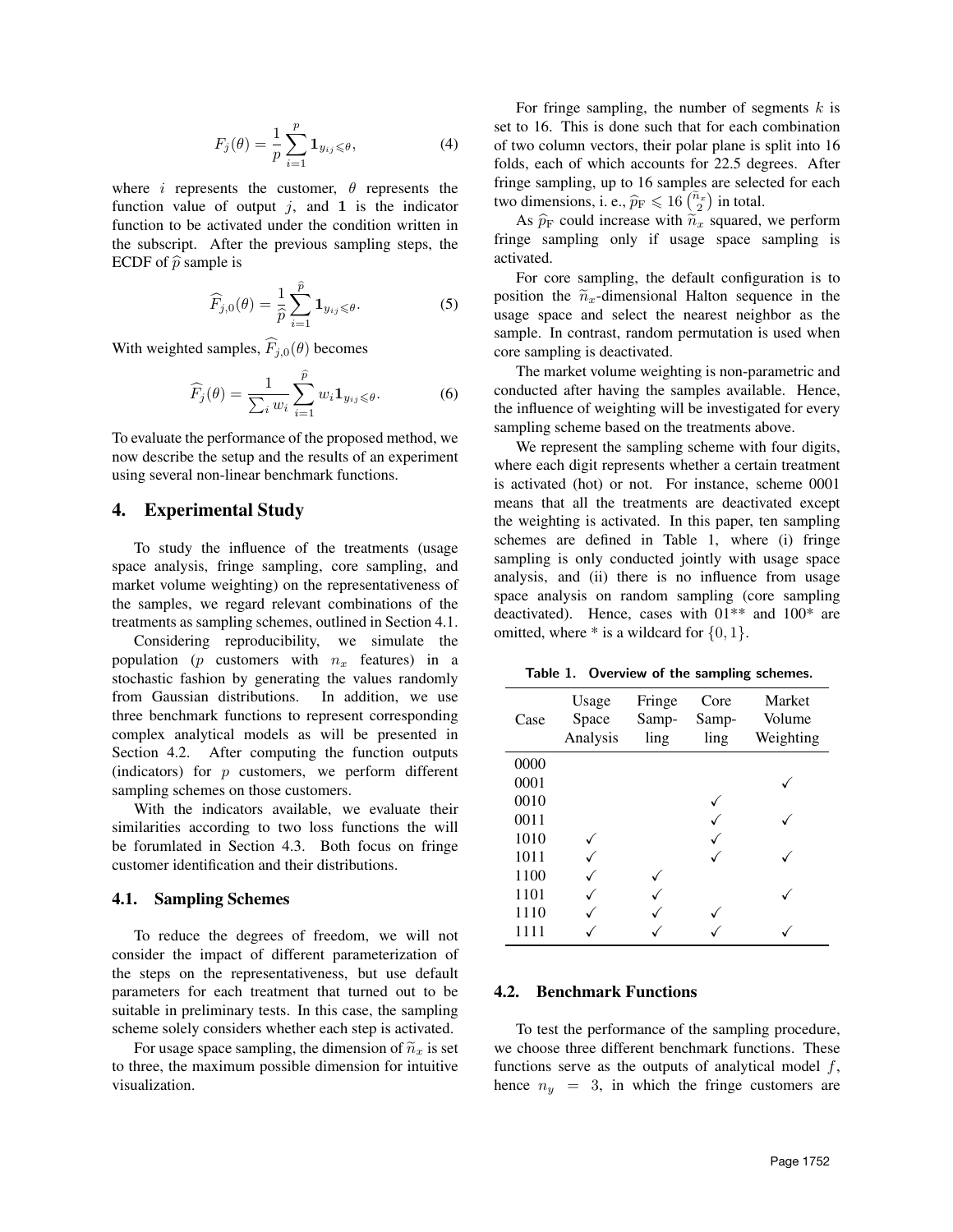$$F_j(\theta) = \frac{1}{p} \sum_{i=1}^{p} \mathbf{1}_{y_{ij} \leqslant \theta}, \tag{4}$$

where $i$ represents the customer, $\theta$ represents the function value of output $j$, and $\mathbf{1}$ is the indicator function to be activated under the condition written in the subscript. After the previous sampling steps, the ECDF of $\widehat{p}$ sample is

$$\widehat{F}_{j,0}(\theta) = \frac{1}{\widehat{p}} \sum_{i=1}^{\widehat{p}} \mathbf{1}_{y_{ij} \leqslant \theta}. \tag{5}$$

With weighted samples, $\widehat{F}_{j,0}(\theta)$ becomes

$$\widehat{F}_j(\theta) = \frac{1}{\sum_i w_i} \sum_{i=1}^{\widehat{p}} w_i \mathbf{1}_{y_{ij} \leqslant \theta}. \tag{6}$$

To evaluate the performance of the proposed method, we now describe the setup and the results of an experiment using several non-linear benchmark functions.

## 4. Experimental Study

To study the influence of the treatments (usage space analysis, fringe sampling, core sampling, and market volume weighting) on the representativeness of the samples, we regard relevant combinations of the treatments as sampling schemes, outlined in Section 4.1.

Considering reproducibility, we simulate the population ($p$ customers with $n_x$ features) in a stochastic fashion by generating the values randomly from Gaussian distributions. In addition, we use three benchmark functions to represent corresponding complex analytical models as will be presented in Section 4.2. After computing the function outputs (indicators) for $p$ customers, we perform different sampling schemes on those customers.

With the indicators available, we evaluate their similarities according to two loss functions the will be forumlated in Section 4.3. Both focus on fringe customer identification and their distributions.

### 4.1. Sampling Schemes

To reduce the degrees of freedom, we will not consider the impact of different parameterization of the steps on the representativeness, but use default parameters for each treatment that turned out to be suitable in preliminary tests. In this case, the sampling scheme solely considers whether each step is activated.

For usage space sampling, the dimension of $\widetilde{n}_x$ is set to three, the maximum possible dimension for intuitive visualization.

For fringe sampling, the number of segments $k$ is set to 16. This is done such that for each combination of two column vectors, their polar plane is split into 16 folds, each of which accounts for 22.5 degrees. After fringe sampling, up to 16 samples are selected for each two dimensions, i. e., $\widehat{p}_{\mathrm{F}} \leqslant 16 \binom{\widetilde{n}_x}{2}$ in total.

As $\widehat{p}_{\mathrm{F}}$ could increase with $\widetilde{n}_x$ squared, we perform fringe sampling only if usage space sampling is activated.

For core sampling, the default configuration is to position the $\widetilde{n}_x$-dimensional Halton sequence in the usage space and select the nearest neighbor as the sample. In contrast, random permutation is used when core sampling is deactivated.

The market volume weighting is non-parametric and conducted after having the samples available. Hence, the influence of weighting will be investigated for every sampling scheme based on the treatments above.

We represent the sampling scheme with four digits, where each digit represents whether a certain treatment is activated (hot) or not. For instance, scheme 0001 means that all the treatments are deactivated except the weighting is activated. In this paper, ten sampling schemes are defined in Table 1, where (i) fringe sampling is only conducted jointly with usage space analysis, and (ii) there is no influence from usage space analysis on random sampling (core sampling deactivated). Hence, cases with 01** and 100* are omitted, where * is a wildcard for $\{0, 1\}$.

**Table 1. Overview of the sampling schemes.**

| Case | Usage Space Analysis | Fringe Sampling | Core Sampling | Market Volume Weighting |
|---|---|---|---|---|
| 0000 | | | | |
| 0001 | | | | ✓ |
| 0010 | | | ✓ | |
| 0011 | | | ✓ | ✓ |
| 1010 | ✓ | | ✓ | |
| 1011 | ✓ | | ✓ | ✓ |
| 1100 | ✓ | ✓ | | |
| 1101 | ✓ | ✓ | | ✓ |
| 1110 | ✓ | ✓ | ✓ | |
| 1111 | ✓ | ✓ | ✓ | ✓ |

### 4.2. Benchmark Functions

To test the performance of the sampling procedure, we choose three different benchmark functions. These functions serve as the outputs of analytical model $f$, hence $n_y = 3$, in which the fringe customers are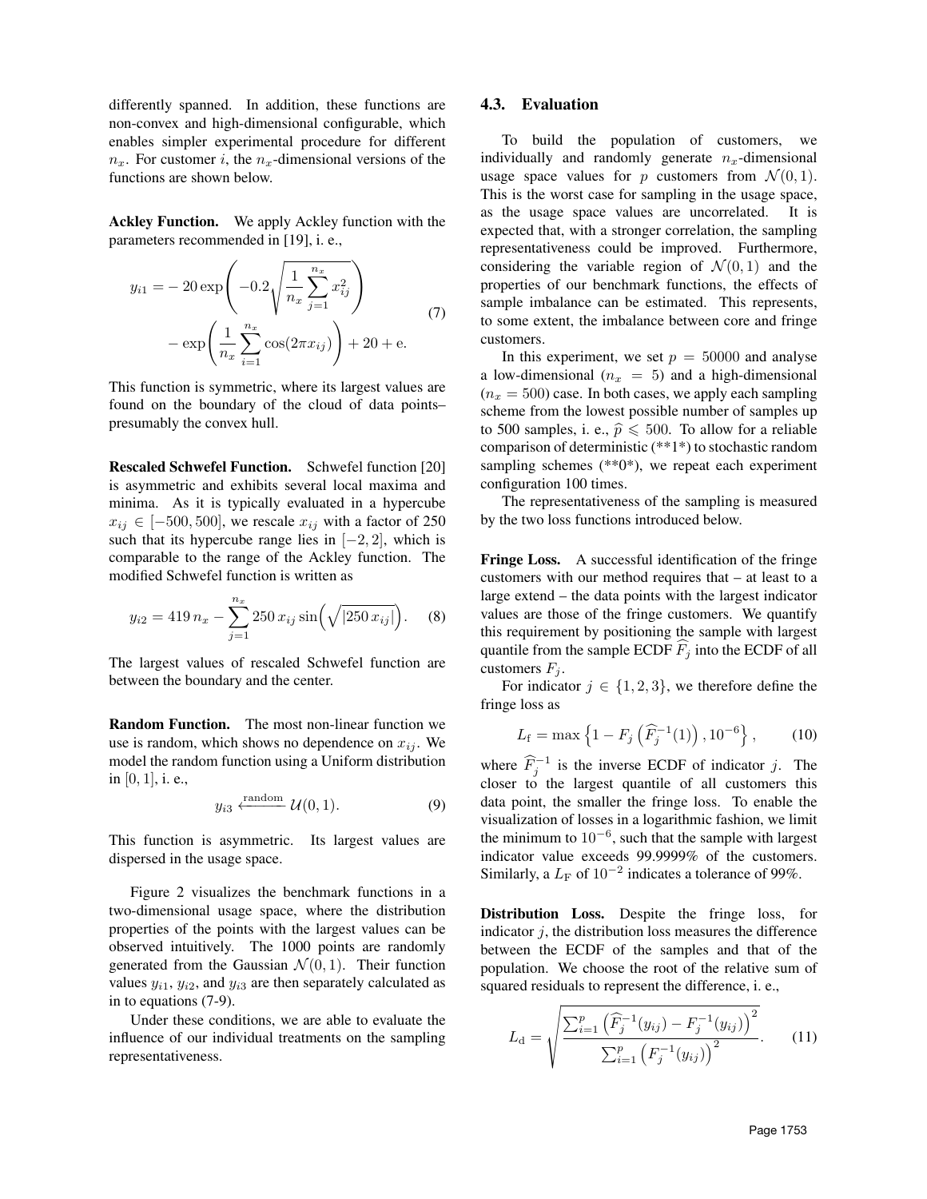differently spanned. In addition, these functions are non-convex and high-dimensional configurable, which enables simpler experimental procedure for different $n_x$. For customer $i$, the $n_x$-dimensional versions of the functions are shown below.

**Ackley Function.** We apply Ackley function with the parameters recommended in [19], i. e.,

$$y_{i1} = -20\exp\left(-0.2\sqrt{\frac{1}{n_x}\sum_{j=1}^{n_x} x_{ij}^2}\right) - \exp\left(\frac{1}{n_x}\sum_{i=1}^{n_x}\cos(2\pi x_{ij})\right) + 20 + \mathrm{e}. \tag{7}$$

This function is symmetric, where its largest values are found on the boundary of the cloud of data points– presumably the convex hull.

**Rescaled Schwefel Function.** Schwefel function [20] is asymmetric and exhibits several local maxima and minima. As it is typically evaluated in a hypercube $x_{ij} \in [-500, 500]$, we rescale $x_{ij}$ with a factor of 250 such that its hypercube range lies in $[-2, 2]$, which is comparable to the range of the Ackley function. The modified Schwefel function is written as

$$y_{i2} = 419\, n_x - \sum_{j=1}^{n_x} 250\, x_{ij} \sin\Big(\sqrt{|250\, x_{ij}|}\Big). \tag{8}$$

The largest values of rescaled Schwefel function are between the boundary and the center.

**Random Function.** The most non-linear function we use is random, which shows no dependence on $x_{ij}$. We model the random function using a Uniform distribution in $[0, 1]$, i. e.,

$$y_{i3} \xleftarrow{\text{random}} \mathcal{U}(0, 1). \tag{9}$$

This function is asymmetric. Its largest values are dispersed in the usage space.

Figure 2 visualizes the benchmark functions in a two-dimensional usage space, where the distribution properties of the points with the largest values can be observed intuitively. The 1000 points are randomly generated from the Gaussian $\mathcal{N}(0, 1)$. Their function values $y_{i1}$, $y_{i2}$, and $y_{i3}$ are then separately calculated as in to equations (7-9).

Under these conditions, we are able to evaluate the influence of our individual treatments on the sampling representativeness.

## 4.3. Evaluation

To build the population of customers, we individually and randomly generate $n_x$-dimensional usage space values for $p$ customers from $\mathcal{N}(0, 1)$. This is the worst case for sampling in the usage space, as the usage space values are uncorrelated. It is expected that, with a stronger correlation, the sampling representativeness could be improved. Furthermore, considering the variable region of $\mathcal{N}(0, 1)$ and the properties of our benchmark functions, the effects of sample imbalance can be estimated. This represents, to some extent, the imbalance between core and fringe customers.

In this experiment, we set $p = 50000$ and analyse a low-dimensional ($n_x = 5$) and a high-dimensional ($n_x = 500$) case. In both cases, we apply each sampling scheme from the lowest possible number of samples up to 500 samples, i. e., $\widehat{p} \leqslant 500$. To allow for a reliable comparison of deterministic (**1*) to stochastic random sampling schemes (**0*), we repeat each experiment configuration 100 times.

The representativeness of the sampling is measured by the two loss functions introduced below.

**Fringe Loss.** A successful identification of the fringe customers with our method requires that – at least to a large extend – the data points with the largest indicator values are those of the fringe customers. We quantify this requirement by positioning the sample with largest quantile from the sample ECDF $\widehat{F}_j$ into the ECDF of all customers $F_j$.

For indicator $j \in \{1, 2, 3\}$, we therefore define the fringe loss as

$$L_\mathrm{f} = \max\left\{1 - F_j\left(\widehat{F}_j^{-1}(1)\right), 10^{-6}\right\}, \tag{10}$$

where $\widehat{F}_j^{-1}$ is the inverse ECDF of indicator $j$. The closer to the largest quantile of all customers this data point, the smaller the fringe loss. To enable the visualization of losses in a logarithmic fashion, we limit the minimum to $10^{-6}$, such that the sample with largest indicator value exceeds 99.9999% of the customers. Similarly, a $L_\mathrm{F}$ of $10^{-2}$ indicates a tolerance of 99%.

**Distribution Loss.** Despite the fringe loss, for indicator $j$, the distribution loss measures the difference between the ECDF of the samples and that of the population. We choose the root of the relative sum of squared residuals to represent the difference, i. e.,

$$L_\mathrm{d} = \sqrt{\frac{\sum_{i=1}^{p}\left(\widehat{F}_j^{-1}(y_{ij}) - F_j^{-1}(y_{ij})\right)^2}{\sum_{i=1}^{p}\left(F_j^{-1}(y_{ij})\right)^2}}. \tag{11}$$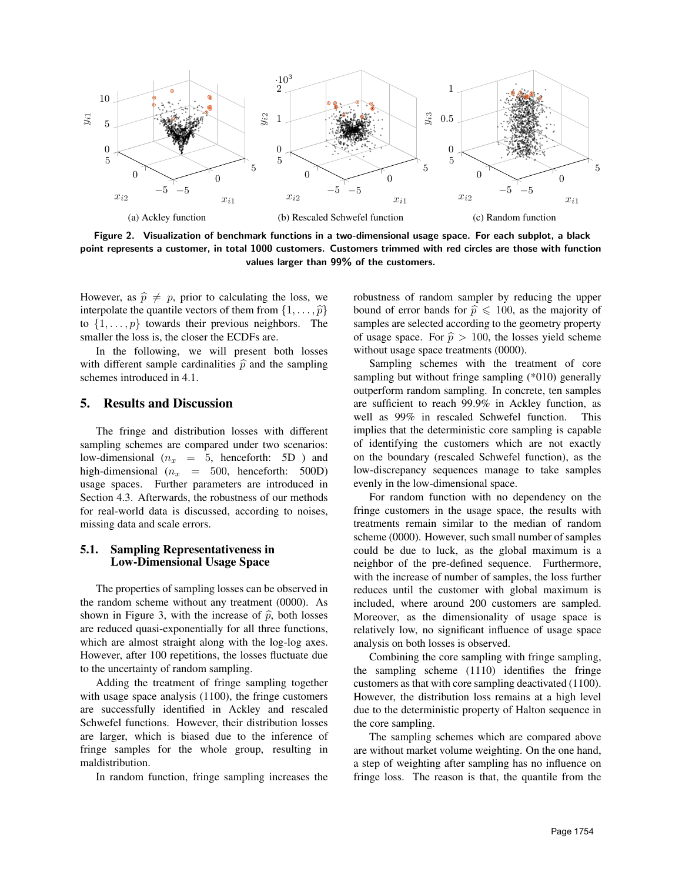(a) Ackley function

(b) Rescaled Schwefel function

(c) Random function

**Figure 2. Visualization of benchmark functions in a two-dimensional usage space. For each subplot, a black point represents a customer, in total 1000 customers. Customers trimmed with red circles are those with function values larger than 99% of the customers.**

However, as $\widehat{p} \neq p$, prior to calculating the loss, we interpolate the quantile vectors of them from $\{1, \ldots, \widehat{p}\}$ to $\{1, \ldots, p\}$ towards their previous neighbors. The smaller the loss is, the closer the ECDFs are.

In the following, we will present both losses with different sample cardinalities $\widehat{p}$ and the sampling schemes introduced in 4.1.

## 5. Results and Discussion

The fringe and distribution losses with different sampling schemes are compared under two scenarios: low-dimensional ($n_x = 5$, henceforth: 5D ) and high-dimensional ($n_x = 500$, henceforth: 500D) usage spaces. Further parameters are introduced in Section 4.3. Afterwards, the robustness of our methods for real-world data is discussed, according to noises, missing data and scale errors.

### 5.1. Sampling Representativeness in Low-Dimensional Usage Space

The properties of sampling losses can be observed in the random scheme without any treatment (0000). As shown in Figure 3, with the increase of $\widehat{p}$, both losses are reduced quasi-exponentially for all three functions, which are almost straight along with the log-log axes. However, after 100 repetitions, the losses fluctuate due to the uncertainty of random sampling.

Adding the treatment of fringe sampling together with usage space analysis (1100), the fringe customers are successfully identified in Ackley and rescaled Schwefel functions. However, their distribution losses are larger, which is biased due to the inference of fringe samples for the whole group, resulting in maldistribution.

In random function, fringe sampling increases the robustness of random sampler by reducing the upper bound of error bands for $\widehat{p} \leqslant 100$, as the majority of samples are selected according to the geometry property of usage space. For $\widehat{p} > 100$, the losses yield scheme without usage space treatments (0000).

Sampling schemes with the treatment of core sampling but without fringe sampling (*010) generally outperform random sampling. In concrete, ten samples are sufficient to reach 99.9% in Ackley function, as well as 99% in rescaled Schwefel function. This implies that the deterministic core sampling is capable of identifying the customers which are not exactly on the boundary (rescaled Schwefel function), as the low-discrepancy sequences manage to take samples evenly in the low-dimensional space.

For random function with no dependency on the fringe customers in the usage space, the results with treatments remain similar to the median of random scheme (0000). However, such small number of samples could be due to luck, as the global maximum is a neighbor of the pre-defined sequence. Furthermore, with the increase of number of samples, the loss further reduces until the customer with global maximum is included, where around 200 customers are sampled. Moreover, as the dimensionality of usage space is relatively low, no significant influence of usage space analysis on both losses is observed.

Combining the core sampling with fringe sampling, the sampling scheme (1110) identifies the fringe customers as that with core sampling deactivated (1100). However, the distribution loss remains at a high level due to the deterministic property of Halton sequence in the core sampling.

The sampling schemes which are compared above are without market volume weighting. On the one hand, a step of weighting after sampling has no influence on fringe loss. The reason is that, the quantile from the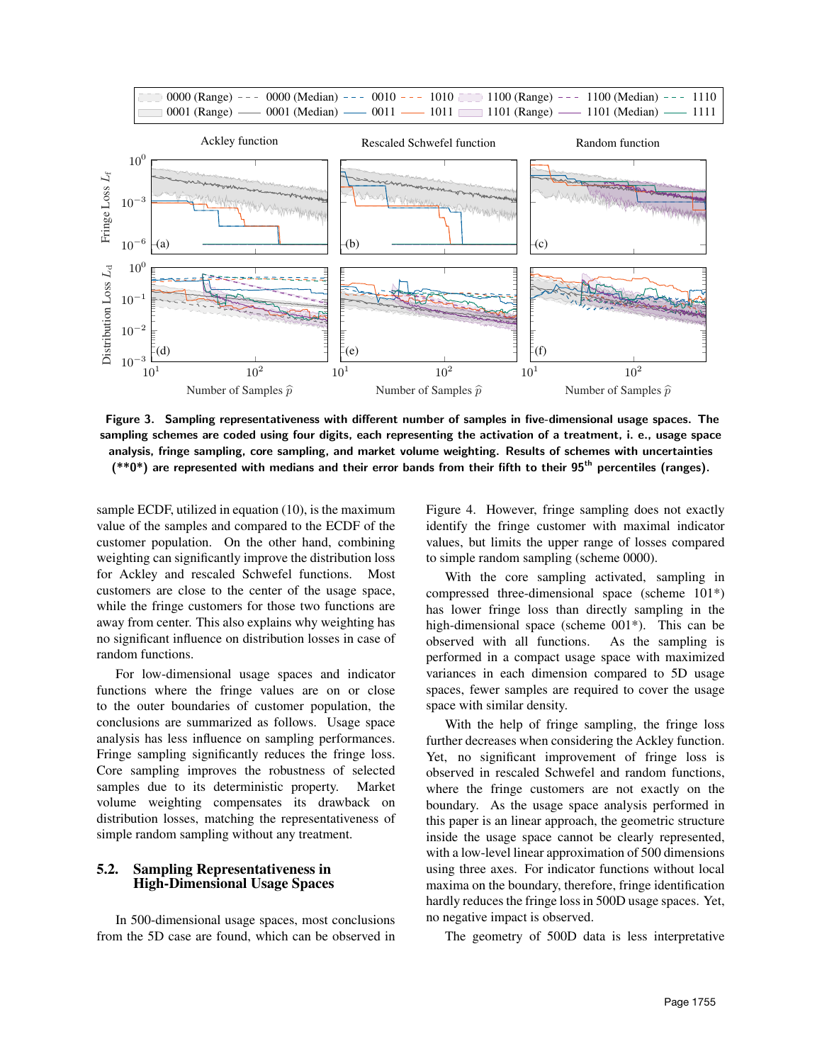Figure 3. Sampling representativeness with different number of samples in five-dimensional usage spaces. The sampling schemes are coded using four digits, each representing the activation of a treatment, i. e., usage space analysis, fringe sampling, core sampling, and market volume weighting. Results of schemes with uncertainties (**0*) are represented with medians and their error bands from their fifth to their 95th percentiles (ranges).

sample ECDF, utilized in equation (10), is the maximum value of the samples and compared to the ECDF of the customer population. On the other hand, combining weighting can significantly improve the distribution loss for Ackley and rescaled Schwefel functions. Most customers are close to the center of the usage space, while the fringe customers for those two functions are away from center. This also explains why weighting has no significant influence on distribution losses in case of random functions.

For low-dimensional usage spaces and indicator functions where the fringe values are on or close to the outer boundaries of customer population, the conclusions are summarized as follows. Usage space analysis has less influence on sampling performances. Fringe sampling significantly reduces the fringe loss. Core sampling improves the robustness of selected samples due to its deterministic property. Market volume weighting compensates its drawback on distribution losses, matching the representativeness of simple random sampling without any treatment.

### 5.2. Sampling Representativeness in High-Dimensional Usage Spaces

In 500-dimensional usage spaces, most conclusions from the 5D case are found, which can be observed in Figure 4. However, fringe sampling does not exactly identify the fringe customer with maximal indicator values, but limits the upper range of losses compared to simple random sampling (scheme 0000).

With the core sampling activated, sampling in compressed three-dimensional space (scheme 101*) has lower fringe loss than directly sampling in the high-dimensional space (scheme 001*). This can be observed with all functions. As the sampling is performed in a compact usage space with maximized variances in each dimension compared to 5D usage spaces, fewer samples are required to cover the usage space with similar density.

With the help of fringe sampling, the fringe loss further decreases when considering the Ackley function. Yet, no significant improvement of fringe loss is observed in rescaled Schwefel and random functions, where the fringe customers are not exactly on the boundary. As the usage space analysis performed in this paper is an linear approach, the geometric structure inside the usage space cannot be clearly represented, with a low-level linear approximation of 500 dimensions using three axes. For indicator functions without local maxima on the boundary, therefore, fringe identification hardly reduces the fringe loss in 500D usage spaces. Yet, no negative impact is observed.

The geometry of 500D data is less interpretative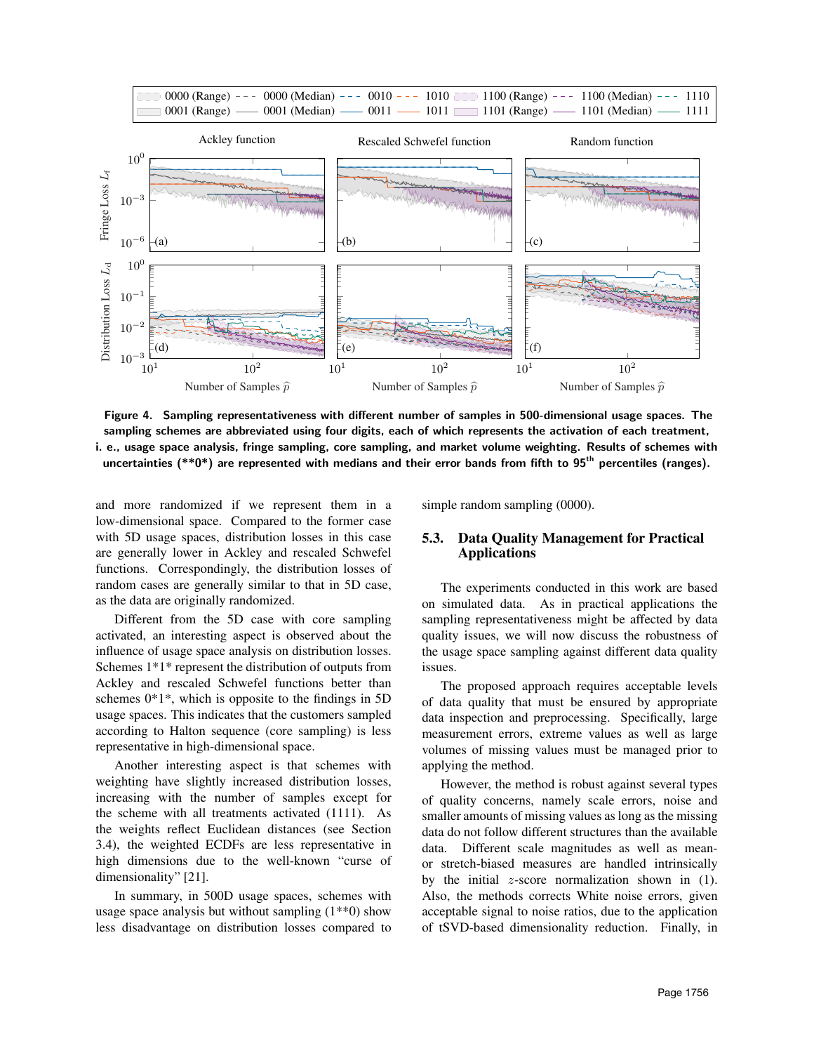Figure 4. Sampling representativeness with different number of samples in 500-dimensional usage spaces. The sampling schemes are abbreviated using four digits, each of which represents the activation of each treatment, i. e., usage space analysis, fringe sampling, core sampling, and market volume weighting. Results of schemes with uncertainties (**0*) are represented with medians and their error bands from fifth to 95th percentiles (ranges).

and more randomized if we represent them in a low-dimensional space. Compared to the former case with 5D usage spaces, distribution losses in this case are generally lower in Ackley and rescaled Schwefel functions. Correspondingly, the distribution losses of random cases are generally similar to that in 5D case, as the data are originally randomized.

Different from the 5D case with core sampling activated, an interesting aspect is observed about the influence of usage space analysis on distribution losses. Schemes 1*1* represent the distribution of outputs from Ackley and rescaled Schwefel functions better than schemes 0*1*, which is opposite to the findings in 5D usage spaces. This indicates that the customers sampled according to Halton sequence (core sampling) is less representative in high-dimensional space.

Another interesting aspect is that schemes with weighting have slightly increased distribution losses, increasing with the number of samples except for the scheme with all treatments activated (1111). As the weights reflect Euclidean distances (see Section 3.4), the weighted ECDFs are less representative in high dimensions due to the well-known "curse of dimensionality" [21].

In summary, in 500D usage spaces, schemes with usage space analysis but without sampling (1**0) show less disadvantage on distribution losses compared to simple random sampling (0000).

## 5.3. Data Quality Management for Practical Applications

The experiments conducted in this work are based on simulated data. As in practical applications the sampling representativeness might be affected by data quality issues, we will now discuss the robustness of the usage space sampling against different data quality issues.

The proposed approach requires acceptable levels of data quality that must be ensured by appropriate data inspection and preprocessing. Specifically, large measurement errors, extreme values as well as large volumes of missing values must be managed prior to applying the method.

However, the method is robust against several types of quality concerns, namely scale errors, noise and smaller amounts of missing values as long as the missing data do not follow different structures than the available data. Different scale magnitudes as well as mean- or stretch-biased measures are handled intrinsically by the initial $z$-score normalization shown in (1). Also, the methods corrects White noise errors, given acceptable signal to noise ratios, due to the application of tSVD-based dimensionality reduction. Finally, in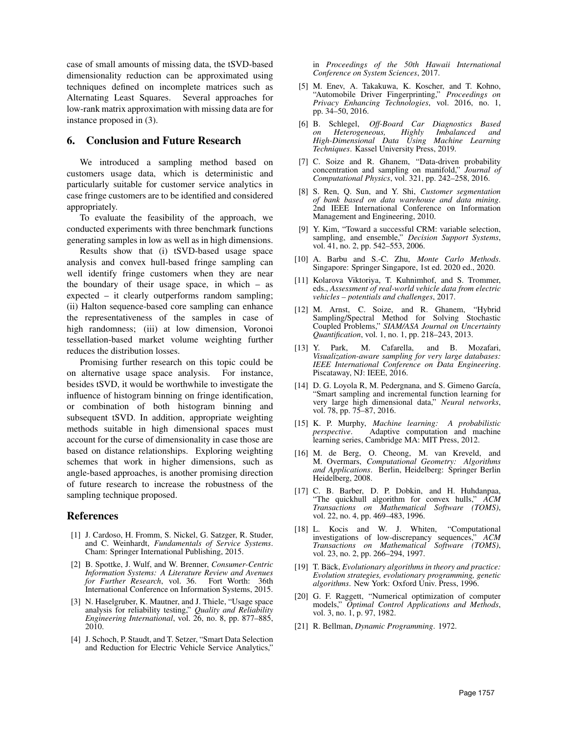case of small amounts of missing data, the tSVD-based dimensionality reduction can be approximated using techniques defined on incomplete matrices such as Alternating Least Squares. Several approaches for low-rank matrix approximation with missing data are for instance proposed in (3).

## 6. Conclusion and Future Research

We introduced a sampling method based on customers usage data, which is deterministic and particularly suitable for customer service analytics in case fringe customers are to be identified and considered appropriately.

To evaluate the feasibility of the approach, we conducted experiments with three benchmark functions generating samples in low as well as in high dimensions.

Results show that (i) tSVD-based usage space analysis and convex hull-based fringe sampling can well identify fringe customers when they are near the boundary of their usage space, in which – as expected – it clearly outperforms random sampling; (ii) Halton sequence-based core sampling can enhance the representativeness of the samples in case of high randomness; (iii) at low dimension, Voronoi tessellation-based market volume weighting further reduces the distribution losses.

Promising further research on this topic could be on alternative usage space analysis. For instance, besides tSVD, it would be worthwhile to investigate the influence of histogram binning on fringe identification, or combination of both histogram binning and subsequent tSVD. In addition, appropriate weighting methods suitable in high dimensional spaces must account for the curse of dimensionality in case those are based on distance relationships. Exploring weighting schemes that work in higher dimensions, such as angle-based approaches, is another promising direction of future research to increase the robustness of the sampling technique proposed.

## References

[1] J. Cardoso, H. Fromm, S. Nickel, G. Satzger, R. Studer, and C. Weinhardt, *Fundamentals of Service Systems*. Cham: Springer International Publishing, 2015.

[2] B. Spottke, J. Wulf, and W. Brenner, *Consumer-Centric Information Systems: A Literature Review and Avenues for Further Research*, vol. 36. Fort Worth: 36th International Conference on Information Systems, 2015.

[3] N. Haselgruber, K. Mautner, and J. Thiele, "Usage space analysis for reliability testing," *Quality and Reliability Engineering International*, vol. 26, no. 8, pp. 877–885, 2010.

[4] J. Schoch, P. Staudt, and T. Setzer, "Smart Data Selection and Reduction for Electric Vehicle Service Analytics," in *Proceedings of the 50th Hawaii International Conference on System Sciences*, 2017.

[5] M. Enev, A. Takakuwa, K. Koscher, and T. Kohno, "Automobile Driver Fingerprinting," *Proceedings on Privacy Enhancing Technologies*, vol. 2016, no. 1, pp. 34–50, 2016.

[6] B. Schlegel, *Off-Board Car Diagnostics Based on Heterogeneous, Highly Imbalanced and High-Dimensional Data Using Machine Learning Techniques*. Kassel University Press, 2019.

[7] C. Soize and R. Ghanem, "Data-driven probability concentration and sampling on manifold," *Journal of Computational Physics*, vol. 321, pp. 242–258, 2016.

[8] S. Ren, Q. Sun, and Y. Shi, *Customer segmentation of bank based on data warehouse and data mining*. 2nd IEEE International Conference on Information Management and Engineering, 2010.

[9] Y. Kim, "Toward a successful CRM: variable selection, sampling, and ensemble," *Decision Support Systems*, vol. 41, no. 2, pp. 542–553, 2006.

[10] A. Barbu and S.-C. Zhu, *Monte Carlo Methods*. Singapore: Springer Singapore, 1st ed. 2020 ed., 2020.

[11] Kolarova Viktoriya, T. Kuhnimhof, and S. Trommer, eds., *Assessment of real-world vehicle data from electric vehicles – potentials and challenges*, 2017.

[12] M. Arnst, C. Soize, and R. Ghanem, "Hybrid Sampling/Spectral Method for Solving Stochastic Coupled Problems," *SIAM/ASA Journal on Uncertainty Quantification*, vol. 1, no. 1, pp. 218–243, 2013.

[13] Y. Park, M. Cafarella, and B. Mozafari, *Visualization-aware sampling for very large databases: IEEE International Conference on Data Engineering*. Piscataway, NJ: IEEE, 2016.

[14] D. G. Loyola R, M. Pedergnana, and S. Gimeno García, "Smart sampling and incremental function learning for very large high dimensional data," *Neural networks*, vol. 78, pp. 75–87, 2016.

[15] K. P. Murphy, *Machine learning: A probabilistic perspective*. Adaptive computation and machine learning series, Cambridge MA: MIT Press, 2012.

[16] M. de Berg, O. Cheong, M. van Kreveld, and M. Overmars, *Computational Geometry: Algorithms and Applications*. Berlin, Heidelberg: Springer Berlin Heidelberg, 2008.

[17] C. B. Barber, D. P. Dobkin, and H. Huhdanpaa, "The quickhull algorithm for convex hulls," *ACM Transactions on Mathematical Software (TOMS)*, vol. 22, no. 4, pp. 469–483, 1996.

[18] L. Kocis and W. J. Whiten, "Computational investigations of low-discrepancy sequences," *ACM Transactions on Mathematical Software (TOMS)*, vol. 23, no. 2, pp. 266–294, 1997.

[19] T. Bäck, *Evolutionary algorithms in theory and practice: Evolution strategies, evolutionary programming, genetic algorithms*. New York: Oxford Univ. Press, 1996.

[20] G. F. Raggett, "Numerical optimization of computer models," *Optimal Control Applications and Methods*, vol. 3, no. 1, p. 97, 1982.

[21] R. Bellman, *Dynamic Programming*. 1972.